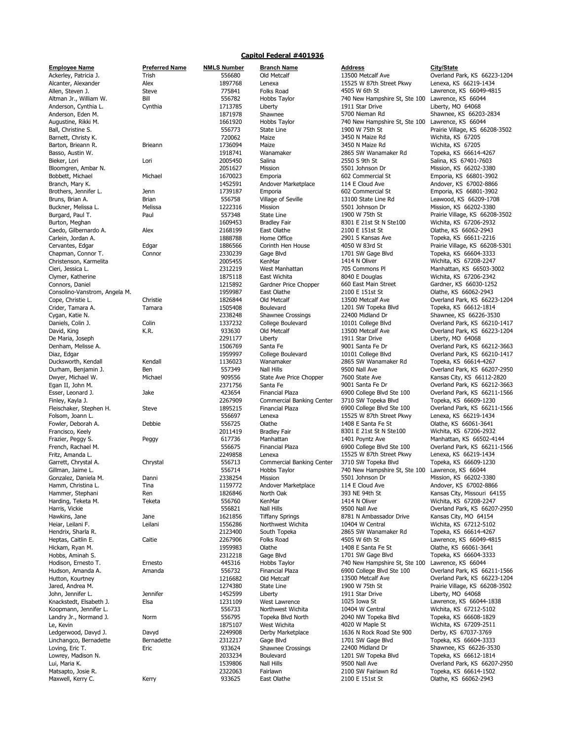## Capitol Federal #401936

| Employee Name | Preferred Name | NMLS Number | Branch Name | Address | City/State |
|---|---|---|---|---|---|
| Ackerley, Patricia J. | Trish | 556680 | Old Metcalf | 13500 Metcalf Ave | Overland Park, KS 66223-1204 |
| Alcanter, Alexander | Alex | 1897768 | Lenexa | 15525 W 87th Street Pkwy | Lenexa, KS 66219-1434 |
| Allen, Steven J. | Steve | 775841 | Folks Road | 4505 W 6th St | Lawrence, KS 66049-4815 |
| Altman Jr., William W. | Bill | 556782 | Hobbs Taylor | 740 New Hampshire St, Ste 100 | Lawrence, KS 66044 |
| Anderson, Cynthia L. | Cynthia | 1713785 | Liberty | 1911 Star Drive | Liberty, MO 64068 |
| Anderson, Eden M. | | 1871978 | Shawnee | 5700 Nieman Rd | Shawnee, KS 66203-2834 |
| Augustine, Rikki M. | | 1661920 | Hobbs Taylor | 740 New Hampshire St, Ste 100 | Lawrence, KS 66044 |
| Ball, Christine S. | | 556773 | State Line | 1900 W 75th St | Prairie Village, KS 66208-3502 |
| Barnett, Christy K. | | 720062 | Maize | 3450 N Maize Rd | Wichita, KS 67205 |
| Barton, Brieann R. | Brieann | 1736094 | Maize | 3450 N Maize Rd | Wichita, KS 67205 |
| Basso, Austin W. | | 1918741 | Wanamaker | 2865 SW Wanamaker Rd | Topeka, KS 66614-4267 |
| Bieker, Lori | Lori | 2005450 | Salina | 2550 S 9th St | Salina, KS 67401-7603 |
| Bloomgren, Ambar N. | | 2051627 | Mission | 5501 Johnson Dr | Mission, KS 66202-3380 |
| Bobbett, Michael | Michael | 1670023 | Emporia | 602 Commercial St | Emporia, KS 66801-3902 |
| Branch, Mary K. | | 1452591 | Andover Marketplace | 114 E Cloud Ave | Andover, KS 67002-8866 |
| Brothers, Jennifer L. | Jenn | 1739187 | Emporia | 602 Commercial St | Emporia, KS 66801-3902 |
| Bruns, Brian A. | Brian | 556758 | Village of Seville | 13100 State Line Rd | Leawood, KS 66209-1708 |
| Buckner, Melissa L. | Melissa | 1222316 | Mission | 5501 Johnson Dr | Mission, KS 66202-3380 |
| Burgard, Paul T. | Paul | 557348 | State Line | 1900 W 75th St | Prairie Village, KS 66208-3502 |
| Burton, Meghan | | 1609453 | Bradley Fair | 8301 E 21st St N Ste100 | Wichita, KS 67206-2932 |
| Caedo, Gilbernardo A. | Alex | 2168199 | East Olathe | 2100 E 151st St | Olathe, KS 66062-2943 |
| Carlein, Jordan A. | | 1888788 | Home Office | 2901 S Kansas Ave | Topeka, KS 66611-2216 |
| Cervantes, Edgar | Edgar | 1886566 | Corinth Hen House | 4050 W 83rd St | Prairie Village, KS 66208-5301 |
| Chapman, Connor T. | Connor | 2330239 | Gage Blvd | 1701 SW Gage Blvd | Topeka, KS 66604-3333 |
| Christenson, Karmelita | | 2005455 | KenMar | 1414 N Oliver | Wichita, KS 67208-2247 |
| Cieri, Jessica L. | | 2312219 | West Manhattan | 705 Commons Pl | Manhattan, KS 66503-3002 |
| Clymer, Katherine | | 1875118 | East Wichita | 8040 E Douglas | Wichita, KS 67206-2342 |
| Connors, Daniel | | 1215892 | Gardner Price Chopper | 660 East Main Street | Gardner, KS 66030-1252 |
| Consolino-Vanstrom, Angela M. | | 1959987 | East Olathe | 2100 E 151st St | Olathe, KS 66062-2943 |
| Cope, Christie L. | Christie | 1826844 | Old Metcalf | 13500 Metcalf Ave | Overland Park, KS 66223-1204 |
| Crider, Tamara A. | Tamara | 1505408 | Boulevard | 1201 SW Topeka Blvd | Topeka, KS 66612-1814 |
| Cygan, Katie N. | | 2338248 | Shawnee Crossings | 22400 Midland Dr | Shawnee, KS 66226-3530 |
| Daniels, Colin J. | Colin | 1337232 | College Boulevard | 10101 College Blvd | Overland Park, KS 66210-1417 |
| David, King | K.R. | 933630 | Old Metcalf | 13500 Metcalf Ave | Overland Park, KS 66223-1204 |
| De Maria, Joseph | | 2291177 | Liberty | 1911 Star Drive | Liberty, MO 64068 |
| Denham, Melisse A. | | 1506769 | Santa Fe | 9001 Santa Fe Dr | Overland Park, KS 66212-3663 |
| Diaz, Edgar | | 1959997 | College Boulevard | 10101 College Blvd | Overland Park, KS 66210-1417 |
| Ducksworth, Kendall | Kendall | 1136023 | Wanamaker | 2865 SW Wanamaker Rd | Topeka, KS 66614-4267 |
| Durham, Benjamin J. | Ben | 557349 | Nall Hills | 9500 Nall Ave | Overland Park, KS 66207-2950 |
| Dwyer, Michael W. | Michael | 909556 | State Ave Price Chopper | 7600 State Ave | Kansas City, KS 66112-2820 |
| Egan II, John M. | | 2371756 | Santa Fe | 9001 Santa Fe Dr | Overland Park, KS 66212-3663 |
| Esser, Leonard J. | Jake | 423654 | Financial Plaza | 6900 College Blvd Ste 100 | Overland Park, KS 66211-1566 |
| Finley, Kayla J. | | 2267909 | Commercial Banking Center | 3710 SW Topeka Blvd | Topeka, KS 66609-1230 |
| Fleischaker, Stephen H. | Steve | 1895215 | Financial Plaza | 6900 College Blvd Ste 100 | Overland Park, KS 66211-1566 |
| Folsom, Joann L. | | 556697 | Lenexa | 15525 W 87th Street Pkwy | Lenexa, KS 66219-1434 |
| Fowler, Deborah A. | Debbie | 556725 | Olathe | 1408 E Santa Fe St | Olathe, KS 66061-3641 |
| Francisco, Keely | | 2011419 | Bradley Fair | 8301 E 21st St N Ste100 | Wichita, KS 67206-2932 |
| Frazier, Peggy S. | Peggy | 617736 | Manhattan | 1401 Poyntz Ave | Manhattan, KS 66502-4144 |
| French, Rachael M. | | 556675 | Financial Plaza | 6900 College Blvd Ste 100 | Overland Park, KS 66211-1566 |
| Fritz, Amanda L. | | 2249858 | Lenexa | 15525 W 87th Street Pkwy | Lenexa, KS 66219-1434 |
| Garrett, Chrystal A. | Chrystal | 556713 | Commercial Banking Center | 3710 SW Topeka Blvd | Topeka, KS 66609-1230 |
| Gillman, Jaime L. | | 556714 | Hobbs Taylor | 740 New Hampshire St, Ste 100 | Lawrence, KS 66044 |
| Gonzalez, Daniela M. | Danni | 2338254 | Mission | 5501 Johnson Dr | Mission, KS 66202-3380 |
| Hamm, Christina L. | Tina | 1159772 | Andover Marketplace | 114 E Cloud Ave | Andover, KS 67002-8866 |
| Hammer, Stephani | Ren | 1826846 | North Oak | 393 NE 94th St | Kansas City, Missouri 64155 |
| Harding, Teketa M. | Teketa | 556760 | KenMar | 1414 N Oliver | Wichita, KS 67208-2247 |
| Harris, Vickie | | 556821 | Nall Hills | 9500 Nall Ave | Overland Park, KS 66207-2950 |
| Hawkins, Jane | Jane | 1621856 | Tiffany Springs | 8781 N Ambassador Drive | Kansas City, MO 64154 |
| Heiar, Leilani F. | Leilani | 1556286 | Northwest Wichita | 10404 W Central | Wichita, KS 67212-5102 |
| Hendrix, Sharla R. | | 2123400 | South Topeka | 2865 SW Wanamaker Rd | Topeka, KS 66614-4267 |
| Heptas, Caitlin E. | Caitie | 2267906 | Folks Road | 4505 W 6th St | Lawrence, KS 66049-4815 |
| Hickam, Ryan M. | | 1959983 | Olathe | 1408 E Santa Fe St | Olathe, KS 66061-3641 |
| Hobbs, Aminah S. | | 2312218 | Gage Blvd | 1701 SW Gage Blvd | Topeka, KS 66604-3333 |
| Hodison, Ernesto T. | Ernesto | 445316 | Hobbs Taylor | 740 New Hampshire St, Ste 100 | Lawrence, KS 66044 |
| Hudson, Amanda A. | Amanda | 556732 | Financial Plaza | 6900 College Blvd Ste 100 | Overland Park, KS 66211-1566 |
| Hutton, Kourtney | | 1216682 | Old Metcalf | 13500 Metcalf Ave | Overland Park, KS 66223-1204 |
| Jared, Andrea M. | | 1274380 | State Line | 1900 W 75th St | Prairie Village, KS 66208-3502 |
| John, Jennifer L. | Jennifer | 1452599 | Liberty | 1911 Star Drive | Liberty, MO 64068 |
| Knackstedt, Elsabeth J. | Elsa | 1231109 | West Lawrence | 1025 Iowa St | Lawrence, KS 66044-1838 |
| Koopmann, Jennifer L. | | 556733 | Northwest Wichita | 10404 W Central | Wichita, KS 67212-5102 |
| Landry Jr., Normand J. | Norm | 556795 | Topeka Blvd North | 2040 NW Topeka Blvd | Topeka, KS 66608-1829 |
| Le, Kevin | | 1875107 | West Wichita | 4020 W Maple St | Wichita, KS 67209-2511 |
| Ledgerwood, Davyd J. | Davyd | 2249908 | Derby Marketplace | 1636 N Rock Road Ste 900 | Derby, KS 67037-3769 |
| Linchangco, Bernadette | Bernadette | 2312217 | Gage Blvd | 1701 SW Gage Blvd | Topeka, KS 66604-3333 |
| Loving, Eric T. | Eric | 933624 | Shawnee Crossings | 22400 Midland Dr | Shawnee, KS 66226-3530 |
| Lowrey, Madison N. | | 2033234 | Boulevard | 1201 SW Topeka Blvd | Topeka, KS 66612-1814 |
| Lui, Maria K. | | 1539806 | Nall Hills | 9500 Nall Ave | Overland Park, KS 66207-2950 |
| Matsapto, Josie R. | | 2322063 | Fairlawn | 2100 SW Fairlawn Rd | Topeka, KS 66614-1502 |
| Maxwell, Kerry C. | Kerry | 933625 | East Olathe | 2100 E 151st St | Olathe, KS 66062-2943 |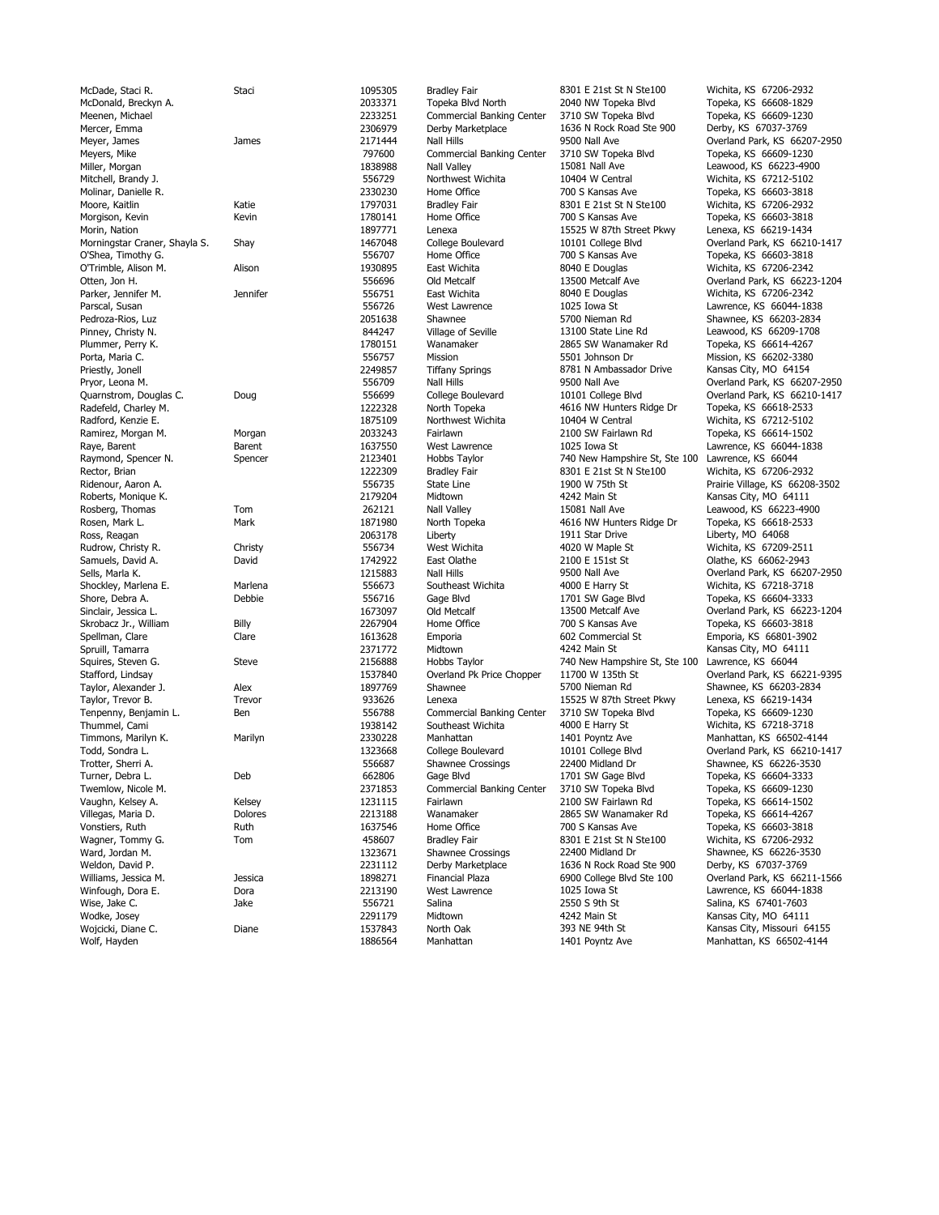| | | | | | |
|---|---|---|---|---|---|
| McDade, Staci R. | Staci | 1095305 | Bradley Fair | 8301 E 21st St N Ste100 | Wichita, KS 67206-2932 |
| McDonald, Breckyn A. | | 2033371 | Topeka Blvd North | 2040 NW Topeka Blvd | Topeka, KS 66608-1829 |
| Meenen, Michael | | 2233251 | Commercial Banking Center | 3710 SW Topeka Blvd | Topeka, KS 66609-1230 |
| Mercer, Emma | | 2306979 | Derby Marketplace | 1636 N Rock Road Ste 900 | Derby, KS 67037-3769 |
| Meyer, James | James | 2171444 | Nall Hills | 9500 Nall Ave | Overland Park, KS 66207-2950 |
| Meyers, Mike | | 797600 | Commercial Banking Center | 3710 SW Topeka Blvd | Topeka, KS 66609-1230 |
| Miller, Morgan | | 1838988 | Nall Valley | 15081 Nall Ave | Leawood, KS 66223-4900 |
| Mitchell, Brandy J. | | 556729 | Northwest Wichita | 10404 W Central | Wichita, KS 67212-5102 |
| Molinar, Danielle R. | | 2330230 | Home Office | 700 S Kansas Ave | Topeka, KS 66603-3818 |
| Moore, Kaitlin | Katie | 1797031 | Bradley Fair | 8301 E 21st St N Ste100 | Wichita, KS 67206-2932 |
| Morgison, Kevin | Kevin | 1780141 | Home Office | 700 S Kansas Ave | Topeka, KS 66603-3818 |
| Morin, Nation | | 1897771 | Lenexa | 15525 W 87th Street Pkwy | Lenexa, KS 66219-1434 |
| Morningstar Craner, Shayla S. | Shay | 1467048 | College Boulevard | 10101 College Blvd | Overland Park, KS 66210-1417 |
| O'Shea, Timothy G. | | 556707 | Home Office | 700 S Kansas Ave | Topeka, KS 66603-3818 |
| O'Trimble, Alison M. | Alison | 1930895 | East Wichita | 8040 E Douglas | Wichita, KS 67206-2342 |
| Otten, Jon H. | | 556696 | Old Metcalf | 13500 Metcalf Ave | Overland Park, KS 66223-1204 |
| Parker, Jennifer M. | Jennifer | 556751 | East Wichita | 8040 E Douglas | Wichita, KS 67206-2342 |
| Parscal, Susan | | 556726 | West Lawrence | 1025 Iowa St | Lawrence, KS 66044-1838 |
| Pedroza-Rios, Luz | | 2051638 | Shawnee | 5700 Nieman Rd | Shawnee, KS 66203-2834 |
| Pinney, Christy N. | | 844247 | Village of Seville | 13100 State Line Rd | Leawood, KS 66209-1708 |
| Plummer, Perry K. | | 1780151 | Wanamaker | 2865 SW Wanamaker Rd | Topeka, KS 66614-4267 |
| Porta, Maria C. | | 556757 | Mission | 5501 Johnson Dr | Mission, KS 66202-3380 |
| Priestly, Jonell | | 2249857 | Tiffany Springs | 8781 N Ambassador Drive | Kansas City, MO 64154 |
| Pryor, Leona M. | | 556709 | Nall Hills | 9500 Nall Ave | Overland Park, KS 66207-2950 |
| Quarnstrom, Douglas C. | Doug | 556699 | College Boulevard | 10101 College Blvd | Overland Park, KS 66210-1417 |
| Radefeld, Charley M. | | 1222328 | North Topeka | 4616 NW Hunters Ridge Dr | Topeka, KS 66618-2533 |
| Radford, Kenzie E. | | 1875109 | Northwest Wichita | 10404 W Central | Wichita, KS 67212-5102 |
| Ramirez, Morgan M. | Morgan | 2033243 | Fairlawn | 2100 SW Fairlawn Rd | Topeka, KS 66614-1502 |
| Raye, Barent | Barent | 1637550 | West Lawrence | 1025 Iowa St | Lawrence, KS 66044-1838 |
| Raymond, Spencer N. | Spencer | 2123401 | Hobbs Taylor | 740 New Hampshire St, Ste 100 | Lawrence, KS 66044 |
| Rector, Brian | | 1222309 | Bradley Fair | 8301 E 21st St N Ste100 | Wichita, KS 67206-2932 |
| Ridenour, Aaron A. | | 556735 | State Line | 1900 W 75th St | Prairie Village, KS 66208-3502 |
| Roberts, Monique K. | | 2179204 | Midtown | 4242 Main St | Kansas City, MO 64111 |
| Rosberg, Thomas | Tom | 262121 | Nall Valley | 15081 Nall Ave | Leawood, KS 66223-4900 |
| Rosen, Mark L. | Mark | 1871980 | North Topeka | 4616 NW Hunters Ridge Dr | Topeka, KS 66618-2533 |
| Ross, Reagan | | 2063178 | Liberty | 1911 Star Drive | Liberty, MO 64068 |
| Rudrow, Christy R. | Christy | 556734 | West Wichita | 4020 W Maple St | Wichita, KS 67209-2511 |
| Samuels, David A. | David | 1742922 | East Olathe | 2100 E 151st St | Olathe, KS 66062-2943 |
| Sells, Marla K. | | 1215883 | Nall Hills | 9500 Nall Ave | Overland Park, KS 66207-2950 |
| Shockley, Marlena E. | Marlena | 556673 | Southeast Wichita | 4000 E Harry St | Wichita, KS 67218-3718 |
| Shore, Debra A. | Debbie | 556716 | Gage Blvd | 1701 SW Gage Blvd | Topeka, KS 66604-3333 |
| Sinclair, Jessica L. | | 1673097 | Old Metcalf | 13500 Metcalf Ave | Overland Park, KS 66223-1204 |
| Skrobacz Jr., William | Billy | 2267904 | Home Office | 700 S Kansas Ave | Topeka, KS 66603-3818 |
| Spellman, Clare | Clare | 1613628 | Emporia | 602 Commercial St | Emporia, KS 66801-3902 |
| Spruill, Tamarra | | 2371772 | Midtown | 4242 Main St | Kansas City, MO 64111 |
| Squires, Steven G. | Steve | 2156888 | Hobbs Taylor | 740 New Hampshire St, Ste 100 | Lawrence, KS 66044 |
| Stafford, Lindsay | | 1537840 | Overland Pk Price Chopper | 11700 W 135th St | Overland Park, KS 66221-9395 |
| Taylor, Alexander J. | Alex | 1897769 | Shawnee | 5700 Nieman Rd | Shawnee, KS 66203-2834 |
| Taylor, Trevor B. | Trevor | 933626 | Lenexa | 15525 W 87th Street Pkwy | Lenexa, KS 66219-1434 |
| Tenpenny, Benjamin L. | Ben | 556788 | Commercial Banking Center | 3710 SW Topeka Blvd | Topeka, KS 66609-1230 |
| Thummel, Cami | | 1938142 | Southeast Wichita | 4000 E Harry St | Wichita, KS 67218-3718 |
| Timmons, Marilyn K. | Marilyn | 2330228 | Manhattan | 1401 Poyntz Ave | Manhattan, KS 66502-4144 |
| Todd, Sondra L. | | 1323668 | College Boulevard | 10101 College Blvd | Overland Park, KS 66210-1417 |
| Trotter, Sherri A. | | 556687 | Shawnee Crossings | 22400 Midland Dr | Shawnee, KS 66226-3530 |
| Turner, Debra L. | Deb | 662806 | Gage Blvd | 1701 SW Gage Blvd | Topeka, KS 66604-3333 |
| Twemlow, Nicole M. | | 2371853 | Commercial Banking Center | 3710 SW Topeka Blvd | Topeka, KS 66609-1230 |
| Vaughn, Kelsey A. | Kelsey | 1231115 | Fairlawn | 2100 SW Fairlawn Rd | Topeka, KS 66614-1502 |
| Villegas, Maria D. | Dolores | 2213188 | Wanamaker | 2865 SW Wanamaker Rd | Topeka, KS 66614-4267 |
| Vonstiers, Ruth | Ruth | 1637546 | Home Office | 700 S Kansas Ave | Topeka, KS 66603-3818 |
| Wagner, Tommy G. | Tom | 458607 | Bradley Fair | 8301 E 21st St N Ste100 | Wichita, KS 67206-2932 |
| Ward, Jordan M. | | 1323671 | Shawnee Crossings | 22400 Midland Dr | Shawnee, KS 66226-3530 |
| Weldon, David P. | | 2231112 | Derby Marketplace | 1636 N Rock Road Ste 900 | Derby, KS 67037-3769 |
| Williams, Jessica M. | Jessica | 1898271 | Financial Plaza | 6900 College Blvd Ste 100 | Overland Park, KS 66211-1566 |
| Winfough, Dora E. | Dora | 2213190 | West Lawrence | 1025 Iowa St | Lawrence, KS 66044-1838 |
| Wise, Jake C. | Jake | 556721 | Salina | 2550 S 9th St | Salina, KS 67401-7603 |
| Wodke, Josey | | 2291179 | Midtown | 4242 Main St | Kansas City, MO 64111 |
| Wojcicki, Diane C. | Diane | 1537843 | North Oak | 393 NE 94th St | Kansas City, Missouri 64155 |
| Wolf, Hayden | | 1886564 | Manhattan | 1401 Poyntz Ave | Manhattan, KS 66502-4144 |